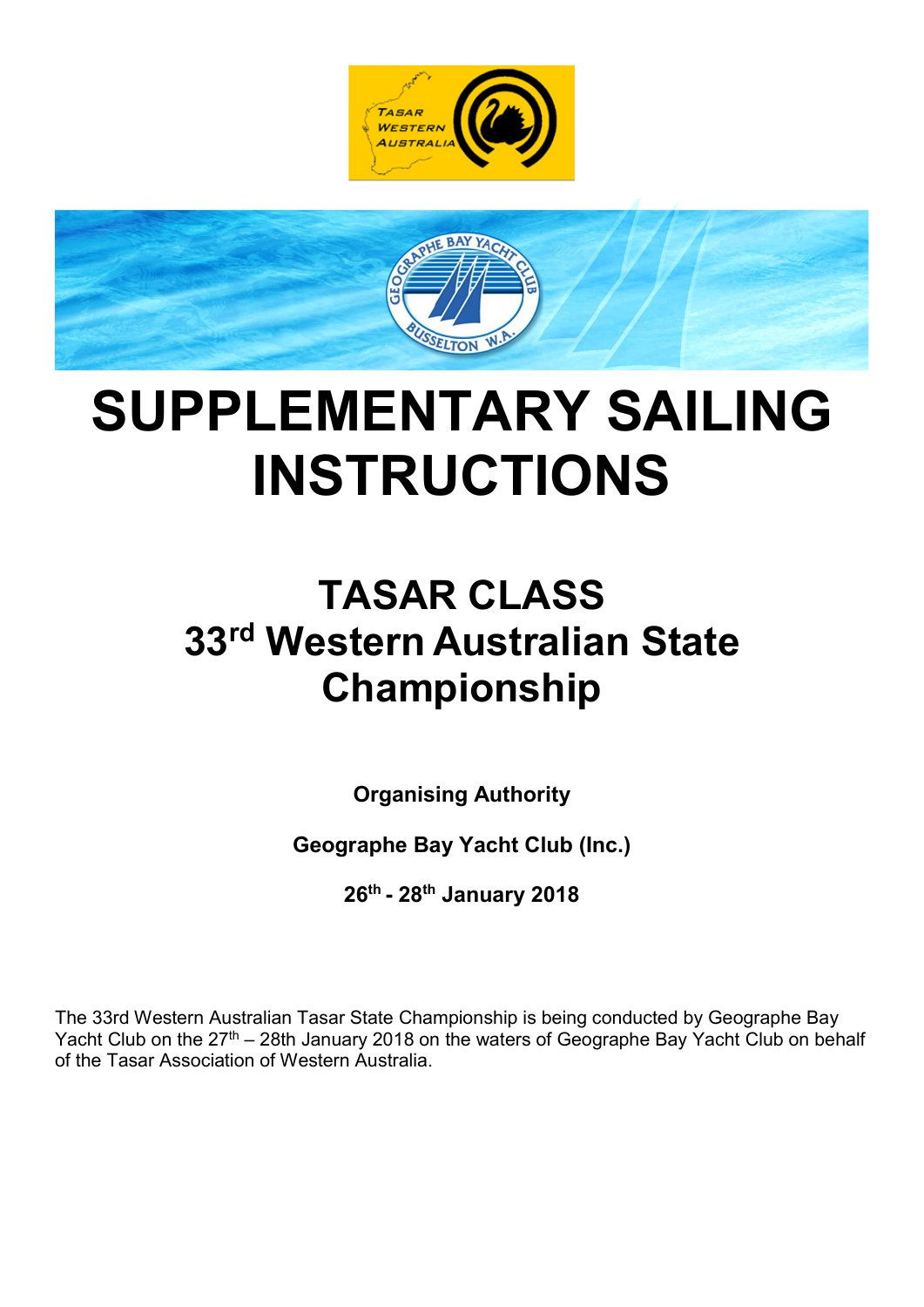# SUPPLEMENTARY SAILING INSTRUCTIONS

## TASAR CLASS
## 33rd Western Australian State Championship

**Organising Authority**

**Geographe Bay Yacht Club (Inc.)**

**26th - 28th January 2018**

The 33rd Western Australian Tasar State Championship is being conducted by Geographe Bay Yacht Club on the 27th – 28th January 2018 on the waters of Geographe Bay Yacht Club on behalf of the Tasar Association of Western Australia.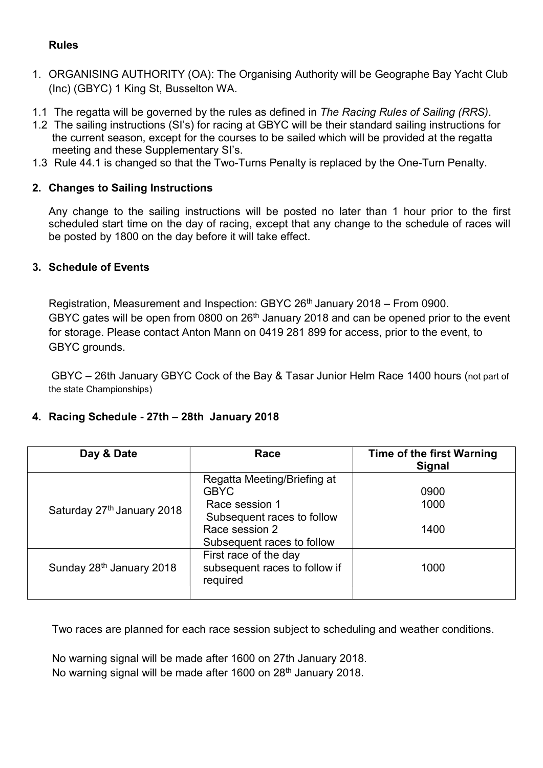**Rules**

1. ORGANISING AUTHORITY (OA): The Organising Authority will be Geographe Bay Yacht Club (Inc) (GBYC) 1 King St, Busselton WA.

1.1 The regatta will be governed by the rules as defined in *The Racing Rules of Sailing (RRS)*.

1.2 The sailing instructions (SI's) for racing at GBYC will be their standard sailing instructions for the current season, except for the courses to be sailed which will be provided at the regatta meeting and these Supplementary SI's.

1.3 Rule 44.1 is changed so that the Two-Turns Penalty is replaced by the One-Turn Penalty.

**2. Changes to Sailing Instructions**

Any change to the sailing instructions will be posted no later than 1 hour prior to the first scheduled start time on the day of racing, except that any change to the schedule of races will be posted by 1800 on the day before it will take effect.

**3. Schedule of Events**

Registration, Measurement and Inspection: GBYC 26th January 2018 – From 0900.
GBYC gates will be open from 0800 on 26th January 2018 and can be opened prior to the event for storage. Please contact Anton Mann on 0419 281 899 for access, prior to the event, to GBYC grounds.

GBYC – 26th January GBYC Cock of the Bay & Tasar Junior Helm Race 1400 hours (not part of the state Championships)

**4. Racing Schedule - 27th – 28th January 2018**

| Day & Date | Race | Time of the first Warning Signal |
|---|---|---|
| Saturday 27th January 2018 | Regatta Meeting/Briefing at GBYC<br>Race session 1<br>Subsequent races to follow<br>Race session 2<br>Subsequent races to follow | 0900<br>1000<br><br>1400 |
| Sunday 28th January 2018 | First race of the day subsequent races to follow if required | 1000 |

Two races are planned for each race session subject to scheduling and weather conditions.

No warning signal will be made after 1600 on 27th January 2018.
No warning signal will be made after 1600 on 28th January 2018.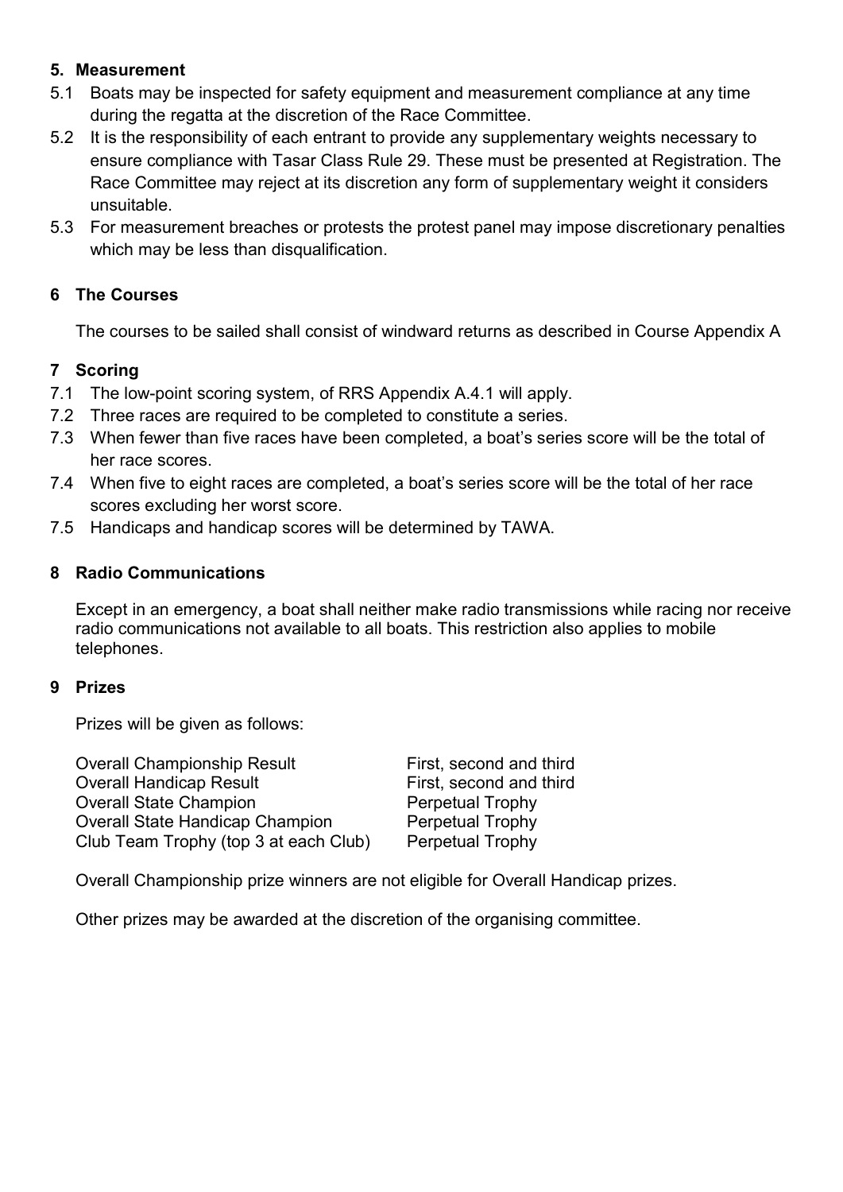## 5. Measurement

5.1 Boats may be inspected for safety equipment and measurement compliance at any time during the regatta at the discretion of the Race Committee.

5.2 It is the responsibility of each entrant to provide any supplementary weights necessary to ensure compliance with Tasar Class Rule 29. These must be presented at Registration. The Race Committee may reject at its discretion any form of supplementary weight it considers unsuitable.

5.3 For measurement breaches or protests the protest panel may impose discretionary penalties which may be less than disqualification.

## 6 The Courses

The courses to be sailed shall consist of windward returns as described in Course Appendix A

## 7 Scoring

7.1 The low-point scoring system, of RRS Appendix A.4.1 will apply.

7.2 Three races are required to be completed to constitute a series.

7.3 When fewer than five races have been completed, a boat's series score will be the total of her race scores.

7.4 When five to eight races are completed, a boat's series score will be the total of her race scores excluding her worst score.

7.5 Handicaps and handicap scores will be determined by TAWA.

## 8 Radio Communications

Except in an emergency, a boat shall neither make radio transmissions while racing nor receive radio communications not available to all boats. This restriction also applies to mobile telephones.

## 9 Prizes

Prizes will be given as follows:

| | |
|---|---|
| Overall Championship Result | First, second and third |
| Overall Handicap Result | First, second and third |
| Overall State Champion | Perpetual Trophy |
| Overall State Handicap Champion | Perpetual Trophy |
| Club Team Trophy (top 3 at each Club) | Perpetual Trophy |

Overall Championship prize winners are not eligible for Overall Handicap prizes.

Other prizes may be awarded at the discretion of the organising committee.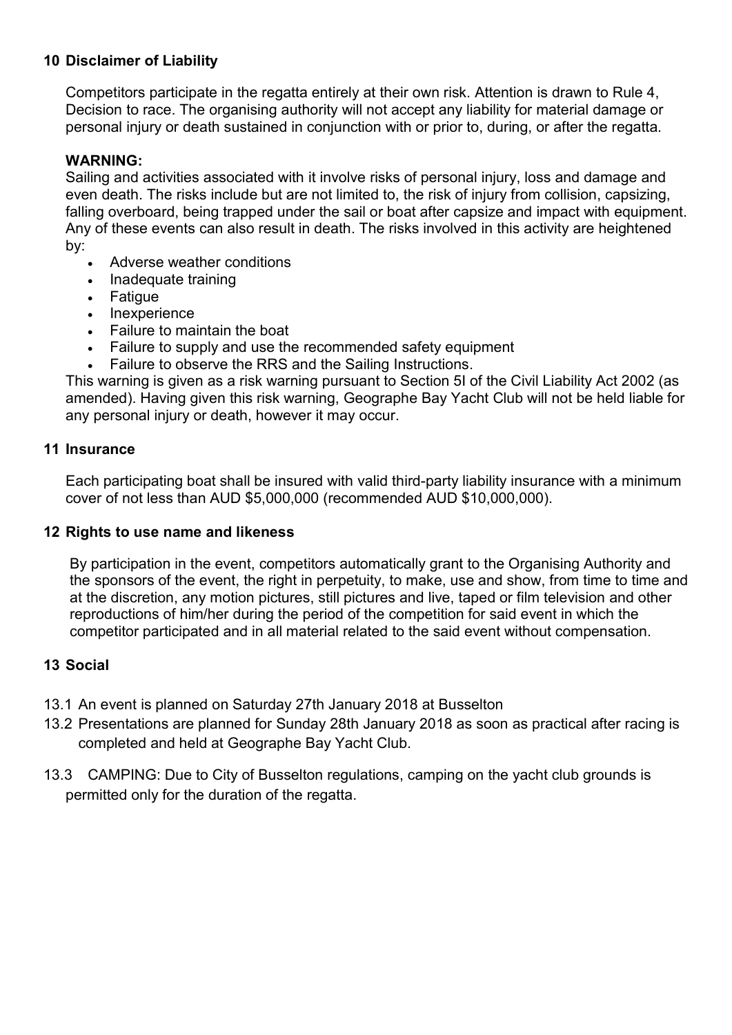## 10 Disclaimer of Liability

Competitors participate in the regatta entirely at their own risk. Attention is drawn to Rule 4, Decision to race. The organising authority will not accept any liability for material damage or personal injury or death sustained in conjunction with or prior to, during, or after the regatta.

**WARNING:**
Sailing and activities associated with it involve risks of personal injury, loss and damage and even death. The risks include but are not limited to, the risk of injury from collision, capsizing, falling overboard, being trapped under the sail or boat after capsize and impact with equipment. Any of these events can also result in death. The risks involved in this activity are heightened by:

- Adverse weather conditions
- Inadequate training
- Fatigue
- Inexperience
- Failure to maintain the boat
- Failure to supply and use the recommended safety equipment
- Failure to observe the RRS and the Sailing Instructions.

This warning is given as a risk warning pursuant to Section 5I of the Civil Liability Act 2002 (as amended). Having given this risk warning, Geographe Bay Yacht Club will not be held liable for any personal injury or death, however it may occur.

## 11 Insurance

Each participating boat shall be insured with valid third-party liability insurance with a minimum cover of not less than AUD $5,000,000 (recommended AUD $10,000,000).

## 12 Rights to use name and likeness

By participation in the event, competitors automatically grant to the Organising Authority and the sponsors of the event, the right in perpetuity, to make, use and show, from time to time and at the discretion, any motion pictures, still pictures and live, taped or film television and other reproductions of him/her during the period of the competition for said event in which the competitor participated and in all material related to the said event without compensation.

## 13 Social

13.1 An event is planned on Saturday 27th January 2018 at Busselton

13.2 Presentations are planned for Sunday 28th January 2018 as soon as practical after racing is completed and held at Geographe Bay Yacht Club.

13.3 CAMPING: Due to City of Busselton regulations, camping on the yacht club grounds is permitted only for the duration of the regatta.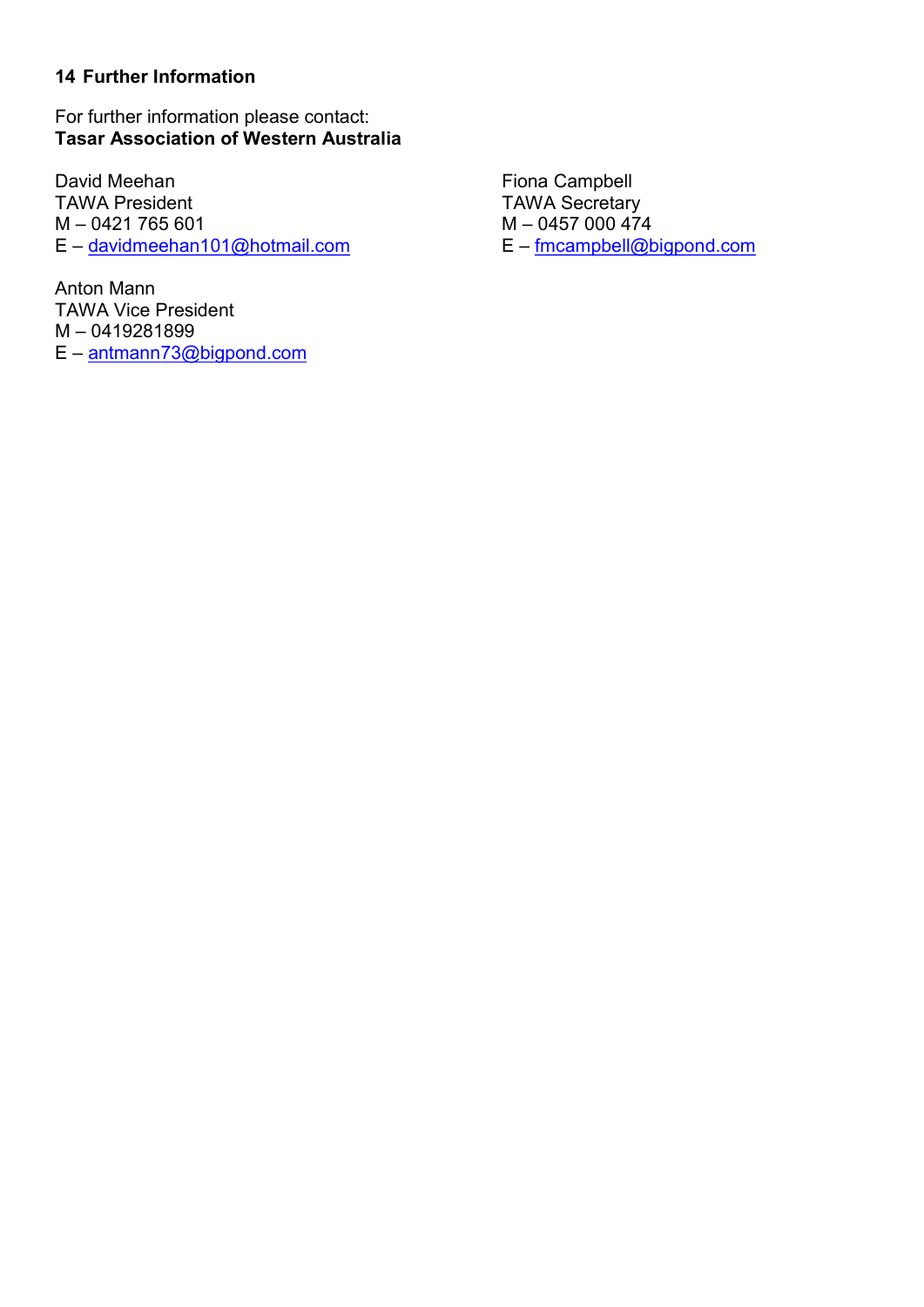## 14 Further Information

For further information please contact:
**Tasar Association of Western Australia**

David Meehan
TAWA President
M – 0421 765 601
E – davidmeehan101@hotmail.com

Fiona Campbell
TAWA Secretary
M – 0457 000 474
E – fmcampbell@bigpond.com

Anton Mann
TAWA Vice President
M – 0419281899
E – antmann73@bigpond.com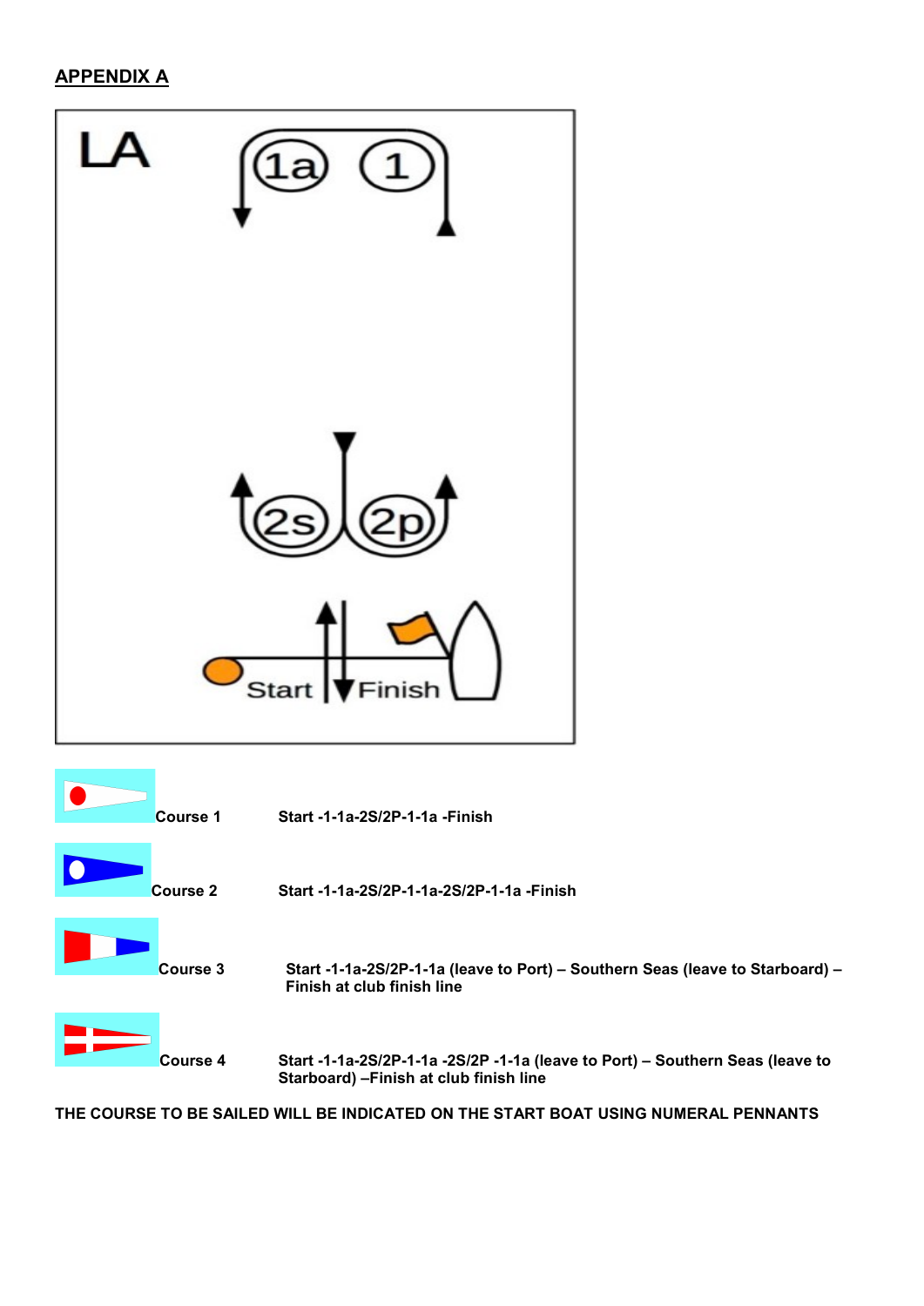## APPENDIX A

LA

1a

1

2s

2p

Start

Finish

| | | |
|---|---|---|
| | Course 1 | Start -1-1a-2S/2P-1-1a -Finish |
| | Course 2 | Start -1-1a-2S/2P-1-1a-2S/2P-1-1a -Finish |
| | Course 3 | Start -1-1a-2S/2P-1-1a (leave to Port) – Southern Seas (leave to Starboard) – Finish at club finish line |
| | Course 4 | Start -1-1a-2S/2P-1-1a -2S/2P -1-1a (leave to Port) – Southern Seas (leave to Starboard) –Finish at club finish line |

**THE COURSE TO BE SAILED WILL BE INDICATED ON THE START BOAT USING NUMERAL PENNANTS**